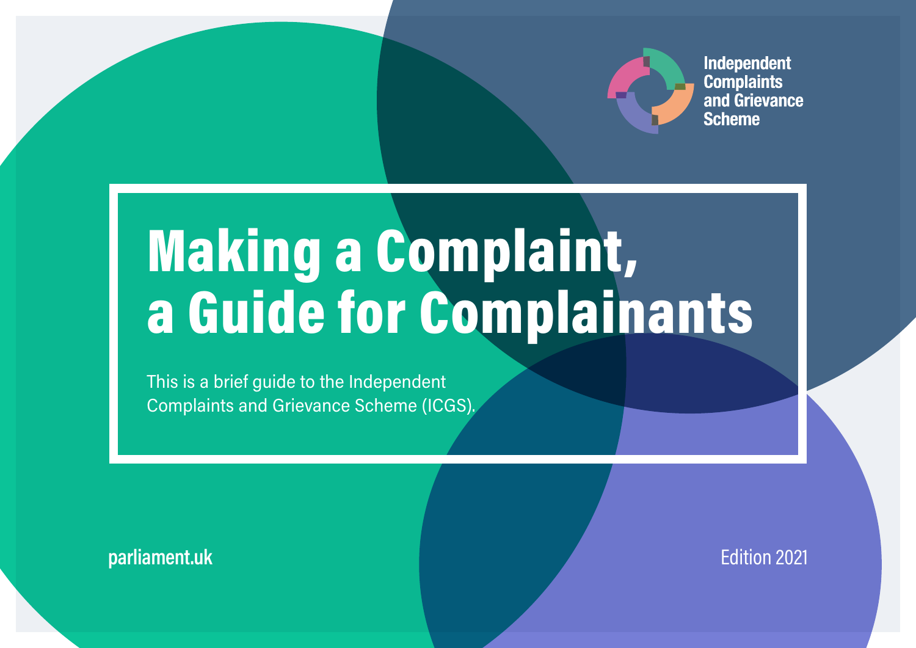Independent Complaints and Grievance Scheme

# Making a Complaint, a Guide for Complainants

This is a brief guide to the Independent Complaints and Grievance Scheme (ICGS).

parliament.uk

Edition 2021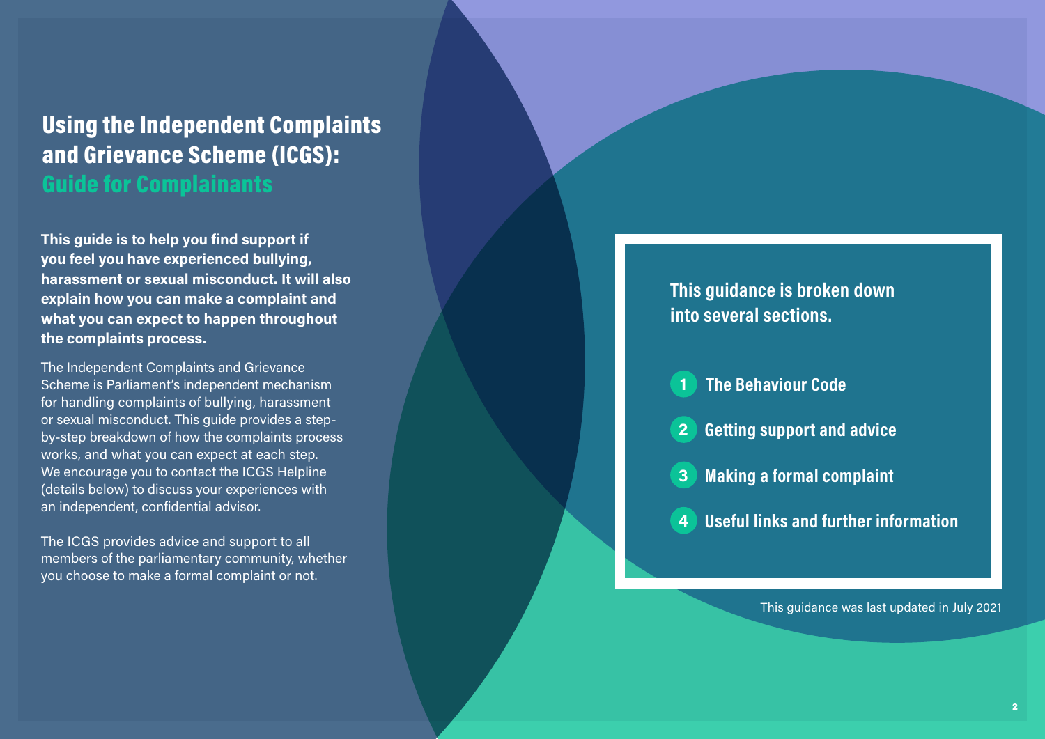# Using the Independent Complaints and Grievance Scheme (ICGS): Guide for Complainants

**This guide is to help you find support if you feel you have experienced bullying, harassment or sexual misconduct. It will also explain how you can make a complaint and what you can expect to happen throughout the complaints process.**

The Independent Complaints and Grievance Scheme is Parliament's independent mechanism for handling complaints of bullying, harassment or sexual misconduct. This guide provides a step-by-step breakdown of how the complaints process works, and what you can expect at each step. We encourage you to contact the ICGS Helpline (details below) to discuss your experiences with an independent, confidential advisor.

The ICGS provides advice and support to all members of the parliamentary community, whether you choose to make a formal complaint or not.

**This guidance is broken down into several sections.**

1. The Behaviour Code
2. Getting support and advice
3. Making a formal complaint
4. Useful links and further information

This guidance was last updated in July 2021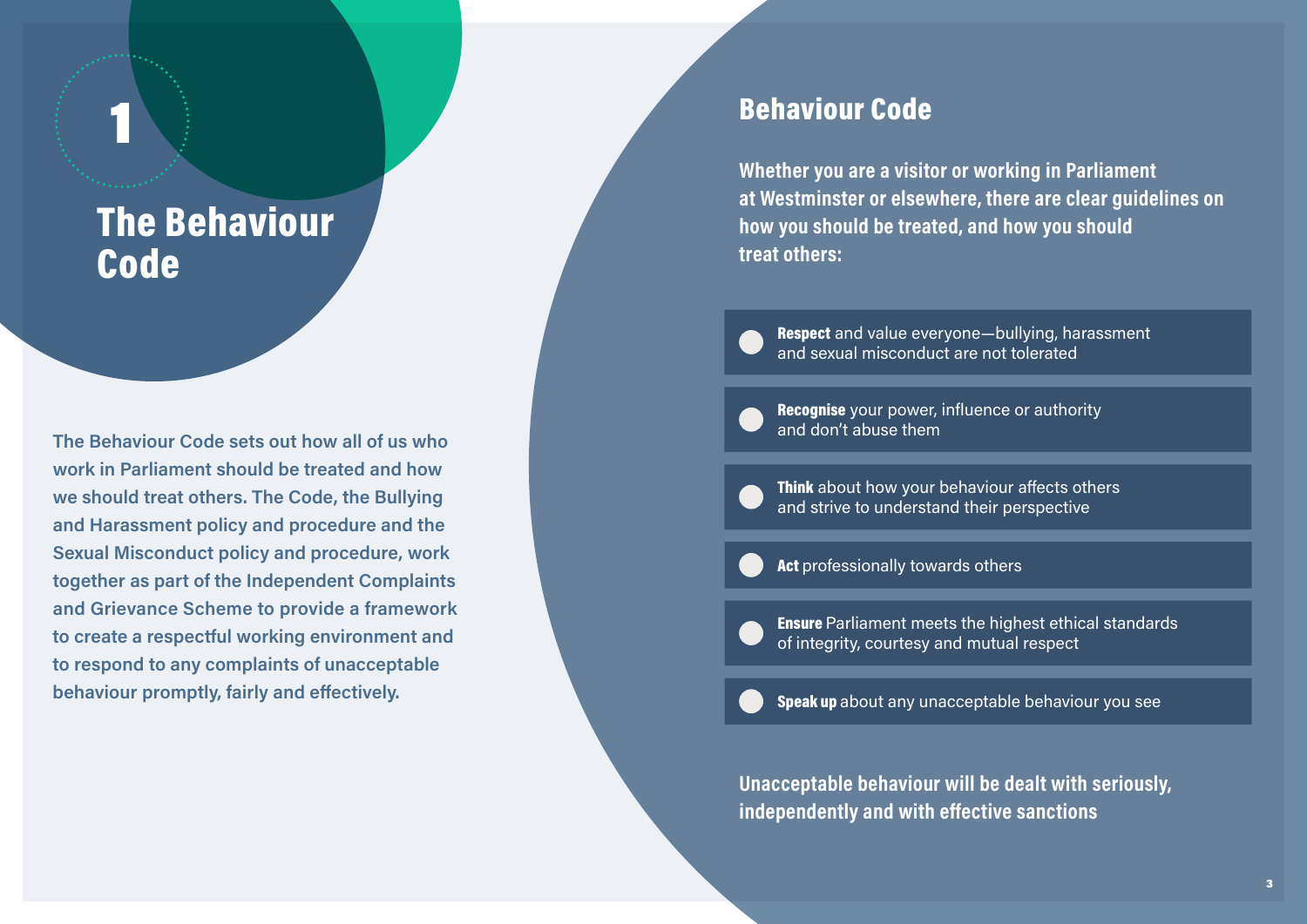# 1 The Behaviour Code

**The Behaviour Code sets out how all of us who work in Parliament should be treated and how we should treat others. The Code, the Bullying and Harassment policy and procedure and the Sexual Misconduct policy and procedure, work together as part of the Independent Complaints and Grievance Scheme to provide a framework to create a respectful working environment and to respond to any complaints of unacceptable behaviour promptly, fairly and effectively.**

## Behaviour Code

**Whether you are a visitor or working in Parliament at Westminster or elsewhere, there are clear guidelines on how you should be treated, and how you should treat others:**

- **Respect** and value everyone—bullying, harassment and sexual misconduct are not tolerated
- **Recognise** your power, influence or authority and don't abuse them
- **Think** about how your behaviour affects others and strive to understand their perspective
- **Act** professionally towards others
- **Ensure** Parliament meets the highest ethical standards of integrity, courtesy and mutual respect
- **Speak up** about any unacceptable behaviour you see

**Unacceptable behaviour will be dealt with seriously, independently and with effective sanctions**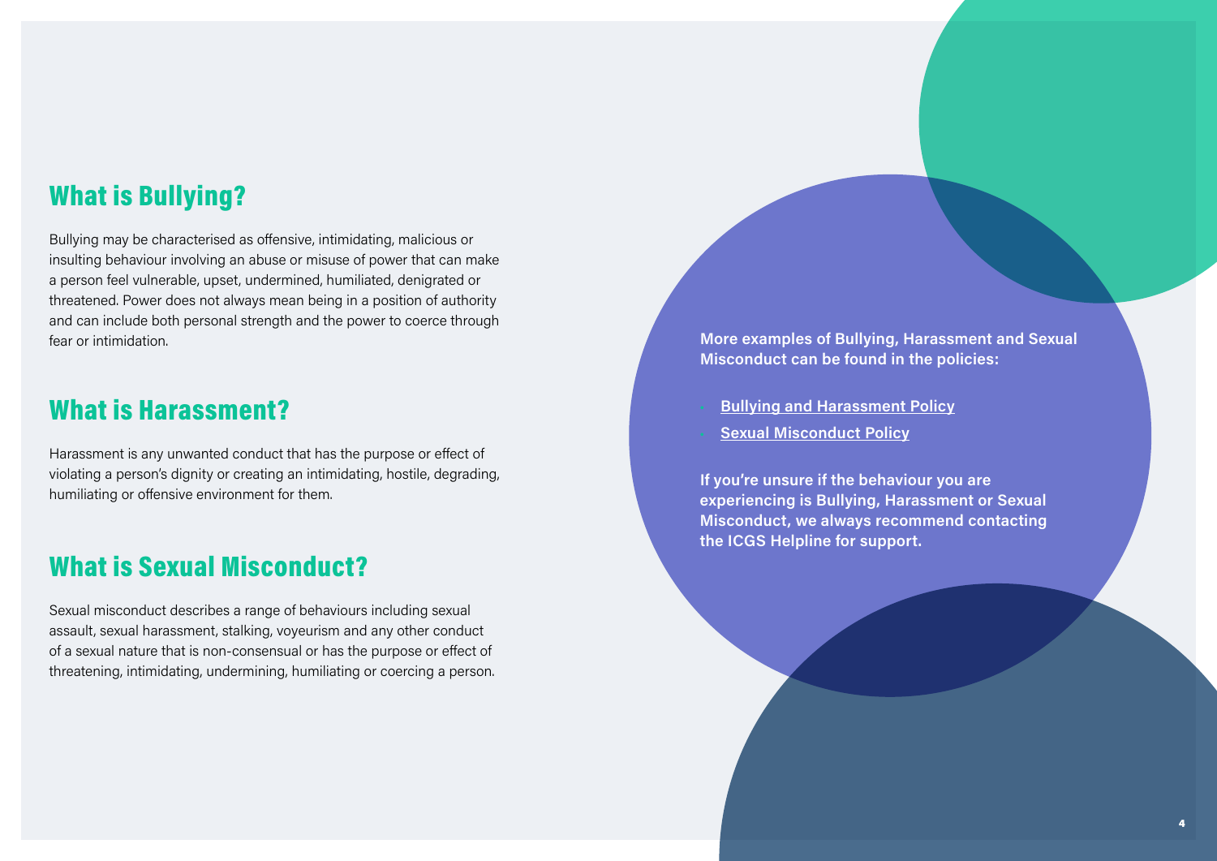## What is Bullying?

Bullying may be characterised as offensive, intimidating, malicious or insulting behaviour involving an abuse or misuse of power that can make a person feel vulnerable, upset, undermined, humiliated, denigrated or threatened. Power does not always mean being in a position of authority and can include both personal strength and the power to coerce through fear or intimidation.

## What is Harassment?

Harassment is any unwanted conduct that has the purpose or effect of violating a person's dignity or creating an intimidating, hostile, degrading, humiliating or offensive environment for them.

## What is Sexual Misconduct?

Sexual misconduct describes a range of behaviours including sexual assault, sexual harassment, stalking, voyeurism and any other conduct of a sexual nature that is non-consensual or has the purpose or effect of threatening, intimidating, undermining, humiliating or coercing a person.

**More examples of Bullying, Harassment and Sexual Misconduct can be found in the policies:**

- **Bullying and Harassment Policy**
- **Sexual Misconduct Policy**

**If you're unsure if the behaviour you are experiencing is Bullying, Harassment or Sexual Misconduct, we always recommend contacting the ICGS Helpline for support.**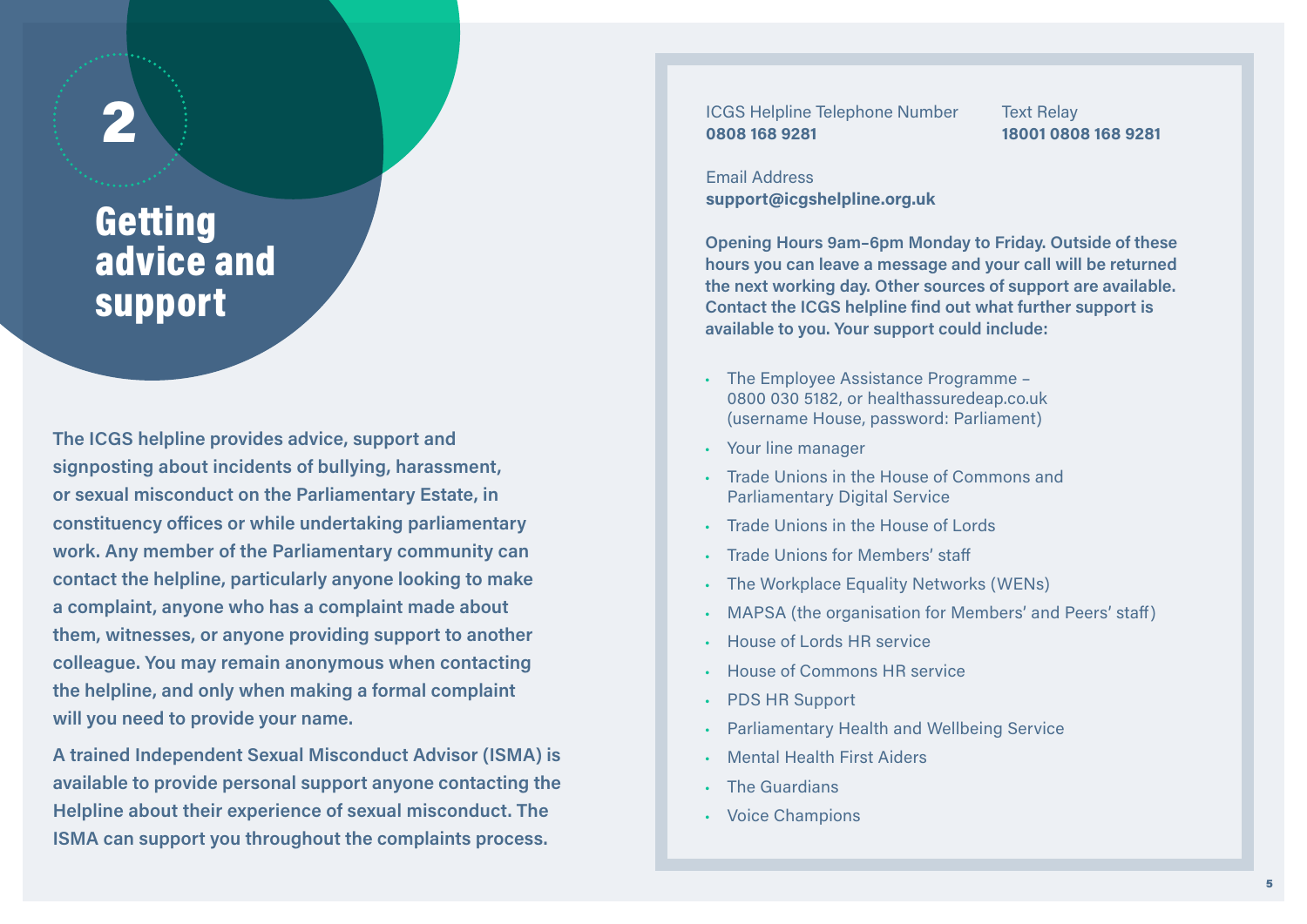# 2 Getting advice and support

**The ICGS helpline provides advice, support and signposting about incidents of bullying, harassment, or sexual misconduct on the Parliamentary Estate, in constituency offices or while undertaking parliamentary work. Any member of the Parliamentary community can contact the helpline, particularly anyone looking to make a complaint, anyone who has a complaint made about them, witnesses, or anyone providing support to another colleague. You may remain anonymous when contacting the helpline, and only when making a formal complaint will you need to provide your name.**

**A trained Independent Sexual Misconduct Advisor (ISMA) is available to provide personal support anyone contacting the Helpline about their experience of sexual misconduct. The ISMA can support you throughout the complaints process.**

ICGS Helpline Telephone Number
**0808 168 9281**

Text Relay
**18001 0808 168 9281**

Email Address
**support@icgshelpline.org.uk**

**Opening Hours 9am–6pm Monday to Friday. Outside of these hours you can leave a message and your call will be returned the next working day. Other sources of support are available. Contact the ICGS helpline find out what further support is available to you. Your support could include:**

- The Employee Assistance Programme – 0800 030 5182, or healthassuredeap.co.uk (username House, password: Parliament)
- Your line manager
- Trade Unions in the House of Commons and Parliamentary Digital Service
- Trade Unions in the House of Lords
- Trade Unions for Members' staff
- The Workplace Equality Networks (WENs)
- MAPSA (the organisation for Members' and Peers' staff)
- House of Lords HR service
- House of Commons HR service
- PDS HR Support
- Parliamentary Health and Wellbeing Service
- Mental Health First Aiders
- The Guardians
- Voice Champions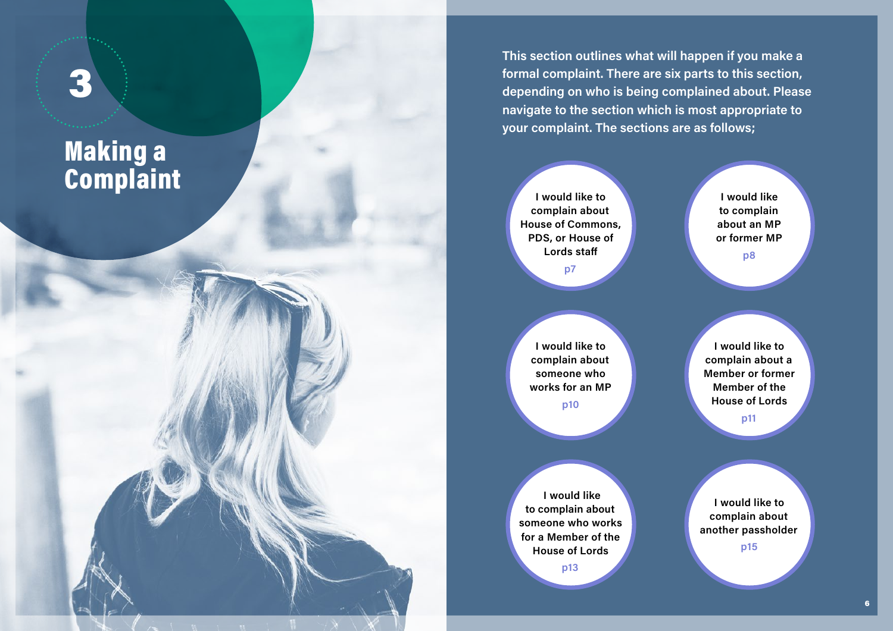# 3 Making a Complaint

**This section outlines what will happen if you make a formal complaint. There are six parts to this section, depending on who is being complained about. Please navigate to the section which is most appropriate to your complaint. The sections are as follows;**

- I would like to complain about House of Commons, PDS, or House of Lords staff — p7
- I would like to complain about an MP or former MP — p8
- I would like to complain about someone who works for an MP — p10
- I would like to complain about a Member or former Member of the House of Lords — p11
- I would like to complain about someone who works for a Member of the House of Lords — p13
- I would like to complain about another passholder — p15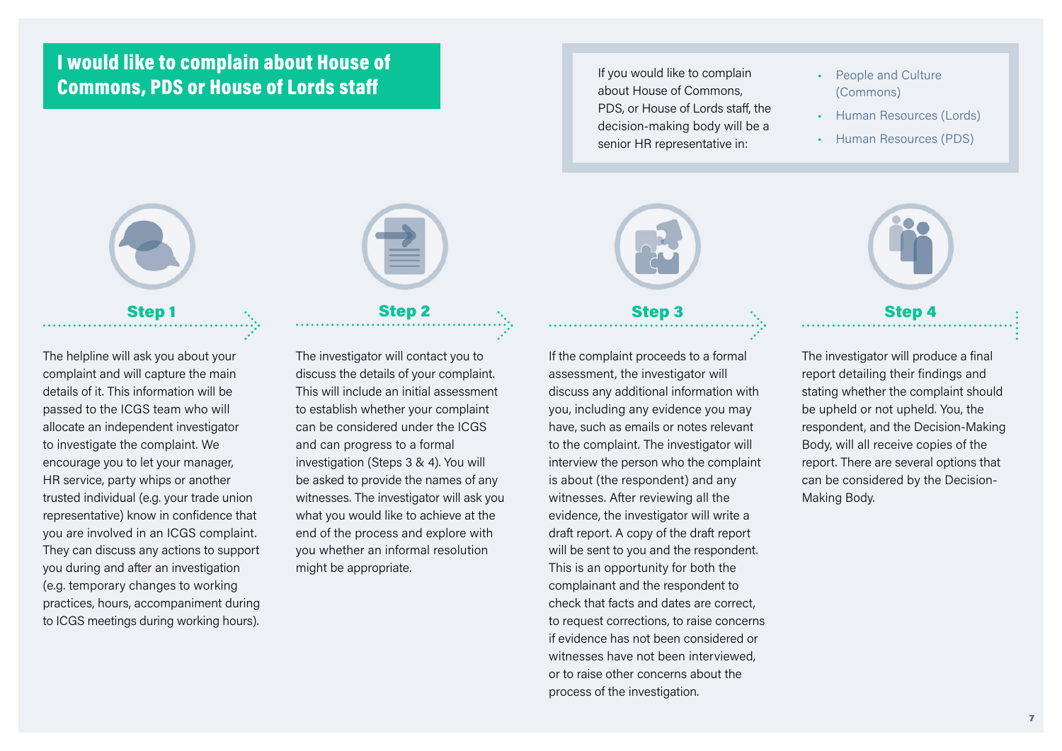# I would like to complain about House of Commons, PDS or House of Lords staff

If you would like to complain about House of Commons, PDS, or House of Lords staff, the decision-making body will be a senior HR representative in:

- People and Culture (Commons)
- Human Resources (Lords)
- Human Resources (PDS)

## Step 1

The helpline will ask you about your complaint and will capture the main details of it. This information will be passed to the ICGS team who will allocate an independent investigator to investigate the complaint. We encourage you to let your manager, HR service, party whips or another trusted individual (e.g. your trade union representative) know in confidence that you are involved in an ICGS complaint. They can discuss any actions to support you during and after an investigation (e.g. temporary changes to working practices, hours, accompaniment during to ICGS meetings during working hours).

## Step 2

The investigator will contact you to discuss the details of your complaint. This will include an initial assessment to establish whether your complaint can be considered under the ICGS and can progress to a formal investigation (Steps 3 & 4). You will be asked to provide the names of any witnesses. The investigator will ask you what you would like to achieve at the end of the process and explore with you whether an informal resolution might be appropriate.

## Step 3

If the complaint proceeds to a formal assessment, the investigator will discuss any additional information with you, including any evidence you may have, such as emails or notes relevant to the complaint. The investigator will interview the person who the complaint is about (the respondent) and any witnesses. After reviewing all the evidence, the investigator will write a draft report. A copy of the draft report will be sent to you and the respondent. This is an opportunity for both the complainant and the respondent to check that facts and dates are correct, to request corrections, to raise concerns if evidence has not been considered or witnesses have not been interviewed, or to raise other concerns about the process of the investigation.

## Step 4

The investigator will produce a final report detailing their findings and stating whether the complaint should be upheld or not upheld. You, the respondent, and the Decision-Making Body, will all receive copies of the report. There are several options that can be considered by the Decision-Making Body.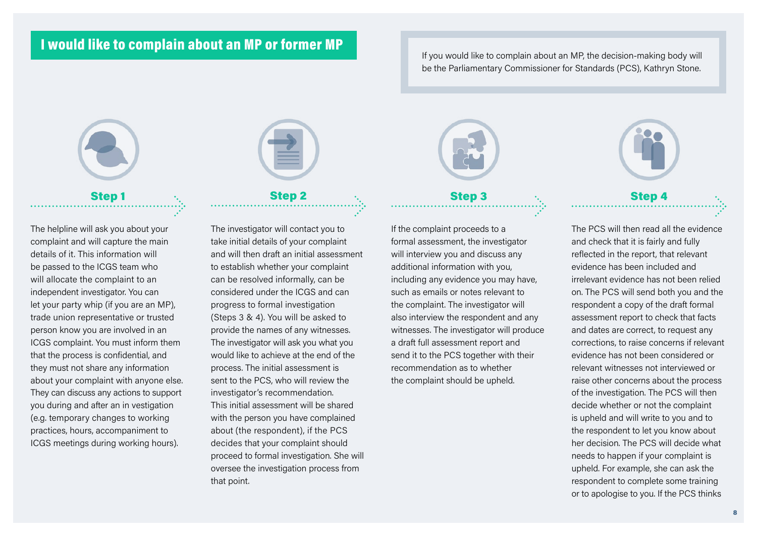# I would like to complain about an MP or former MP

If you would like to complain about an MP, the decision-making body will be the Parliamentary Commissioner for Standards (PCS), Kathryn Stone.

## Step 1

The helpline will ask you about your complaint and will capture the main details of it. This information will be passed to the ICGS team who will allocate the complaint to an independent investigator. You can let your party whip (if you are an MP), trade union representative or trusted person know you are involved in an ICGS complaint. You must inform them that the process is confidential, and they must not share any information about your complaint with anyone else. They can discuss any actions to support you during and after an in vestigation (e.g. temporary changes to working practices, hours, accompaniment to ICGS meetings during working hours).

## Step 2

The investigator will contact you to take initial details of your complaint and will then draft an initial assessment to establish whether your complaint can be resolved informally, can be considered under the ICGS and can progress to formal investigation (Steps 3 & 4). You will be asked to provide the names of any witnesses. The investigator will ask you what you would like to achieve at the end of the process. The initial assessment is sent to the PCS, who will review the investigator's recommendation. This initial assessment will be shared with the person you have complained about (the respondent), if the PCS decides that your complaint should proceed to formal investigation. She will oversee the investigation process from that point.

## Step 3

If the complaint proceeds to a formal assessment, the investigator will interview you and discuss any additional information with you, including any evidence you may have, such as emails or notes relevant to the complaint. The investigator will also interview the respondent and any witnesses. The investigator will produce a draft full assessment report and send it to the PCS together with their recommendation as to whether the complaint should be upheld.

## Step 4

The PCS will then read all the evidence and check that it is fairly and fully reflected in the report, that relevant evidence has been included and irrelevant evidence has not been relied on. The PCS will send both you and the respondent a copy of the draft formal assessment report to check that facts and dates are correct, to request any corrections, to raise concerns if relevant evidence has not been considered or relevant witnesses not interviewed or raise other concerns about the process of the investigation. The PCS will then decide whether or not the complaint is upheld and will write to you and to the respondent to let you know about her decision. The PCS will decide what needs to happen if your complaint is upheld. For example, she can ask the respondent to complete some training or to apologise to you. If the PCS thinks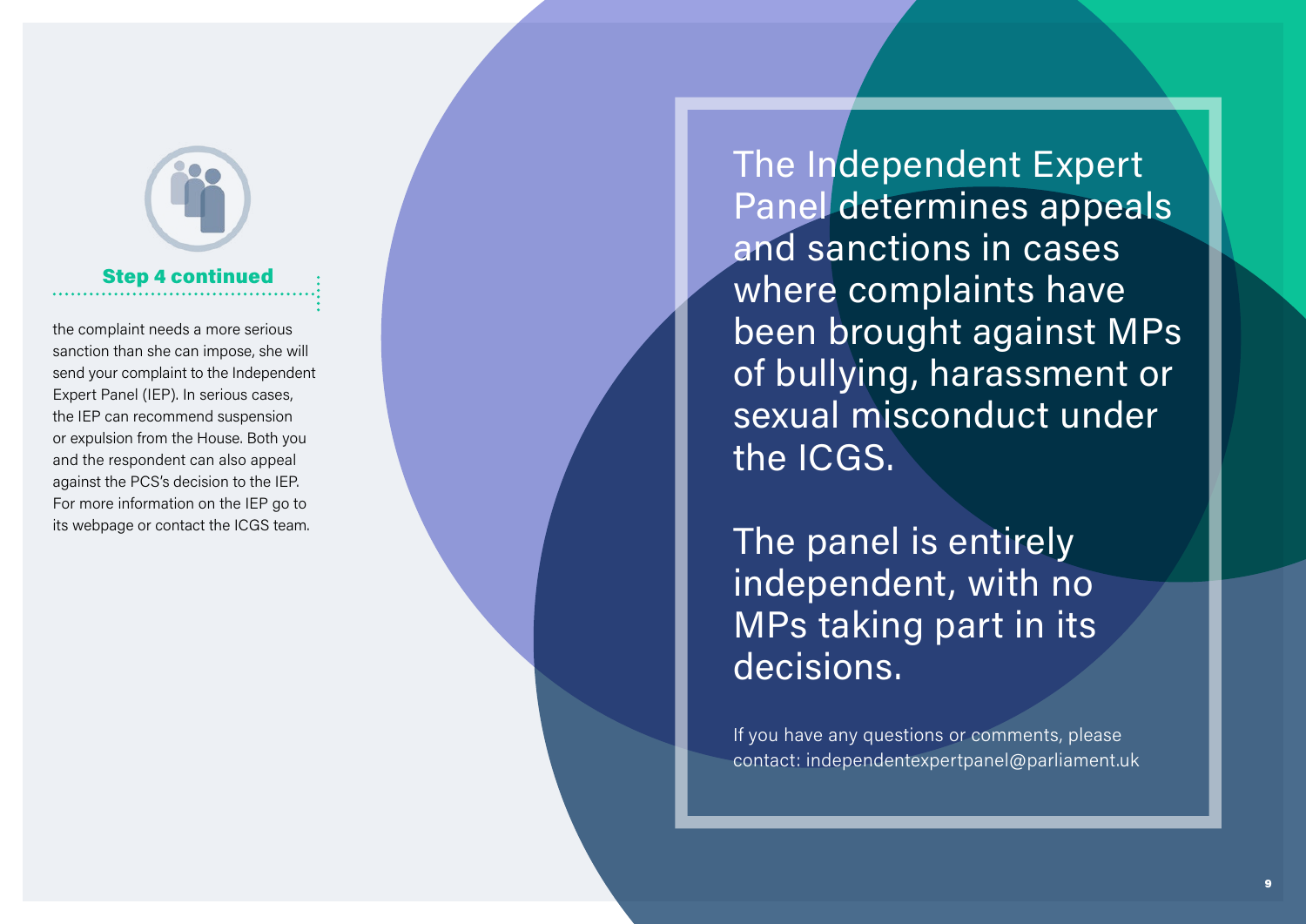### Step 4 continued

the complaint needs a more serious sanction than she can impose, she will send your complaint to the Independent Expert Panel (IEP). In serious cases, the IEP can recommend suspension or expulsion from the House. Both you and the respondent can also appeal against the PCS's decision to the IEP. For more information on the IEP go to its webpage or contact the ICGS team.

## The Independent Expert Panel determines appeals and sanctions in cases where complaints have been brought against MPs of bullying, harassment or sexual misconduct under the ICGS.

## The panel is entirely independent, with no MPs taking part in its decisions.

If you have any questions or comments, please contact: independentexpertpanel@parliament.uk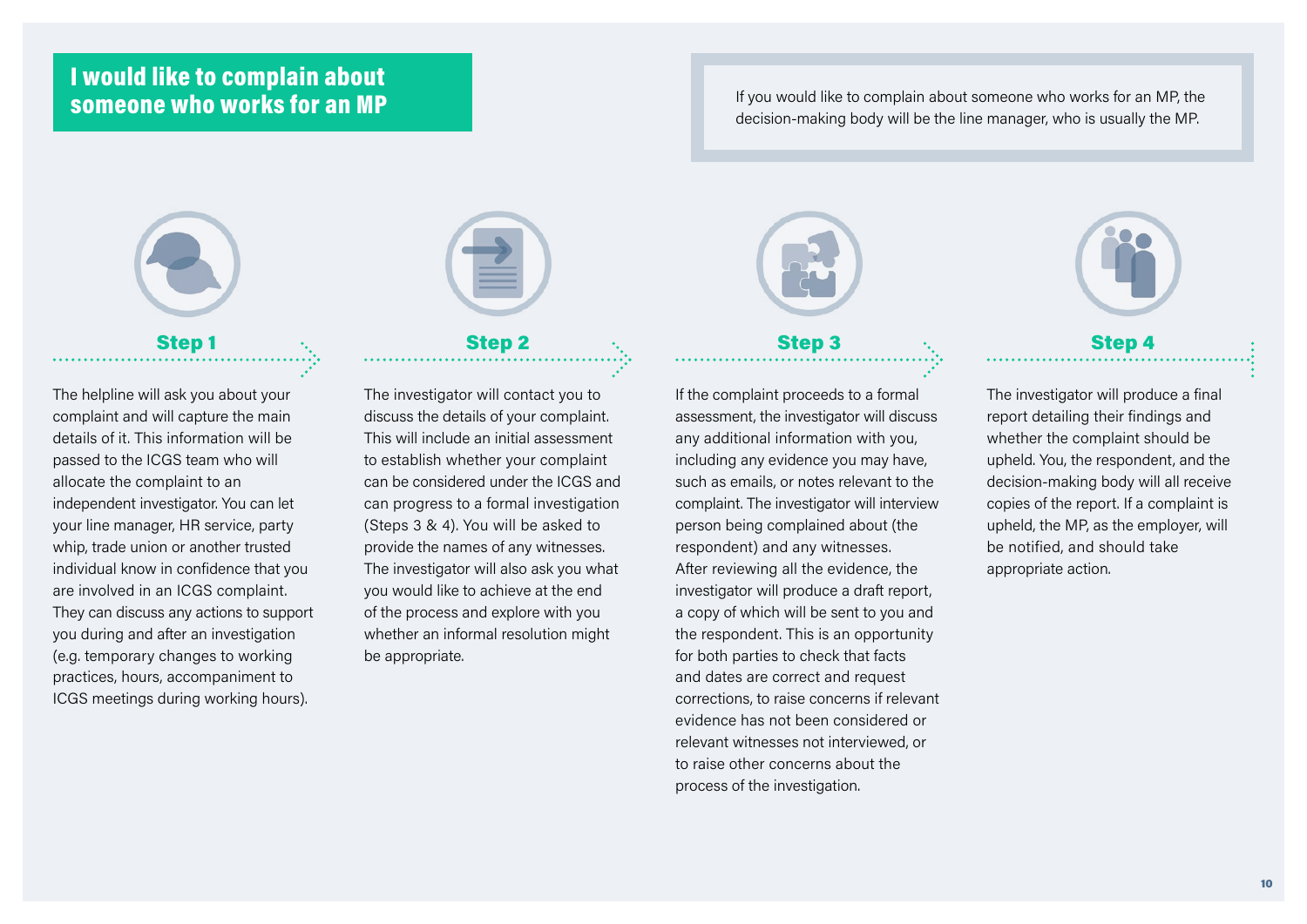# I would like to complain about someone who works for an MP

If you would like to complain about someone who works for an MP, the decision-making body will be the line manager, who is usually the MP.

### Step 1

The helpline will ask you about your complaint and will capture the main details of it. This information will be passed to the ICGS team who will allocate the complaint to an independent investigator. You can let your line manager, HR service, party whip, trade union or another trusted individual know in confidence that you are involved in an ICGS complaint. They can discuss any actions to support you during and after an investigation (e.g. temporary changes to working practices, hours, accompaniment to ICGS meetings during working hours).

### Step 2

The investigator will contact you to discuss the details of your complaint. This will include an initial assessment to establish whether your complaint can be considered under the ICGS and can progress to a formal investigation (Steps 3 & 4). You will be asked to provide the names of any witnesses. The investigator will also ask you what you would like to achieve at the end of the process and explore with you whether an informal resolution might be appropriate.

### Step 3

If the complaint proceeds to a formal assessment, the investigator will discuss any additional information with you, including any evidence you may have, such as emails, or notes relevant to the complaint. The investigator will interview person being complained about (the respondent) and any witnesses. After reviewing all the evidence, the investigator will produce a draft report, a copy of which will be sent to you and the respondent. This is an opportunity for both parties to check that facts and dates are correct and request corrections, to raise concerns if relevant evidence has not been considered or relevant witnesses not interviewed, or to raise other concerns about the process of the investigation.

### Step 4

The investigator will produce a final report detailing their findings and whether the complaint should be upheld. You, the respondent, and the decision-making body will all receive copies of the report. If a complaint is upheld, the MP, as the employer, will be notified, and should take appropriate action.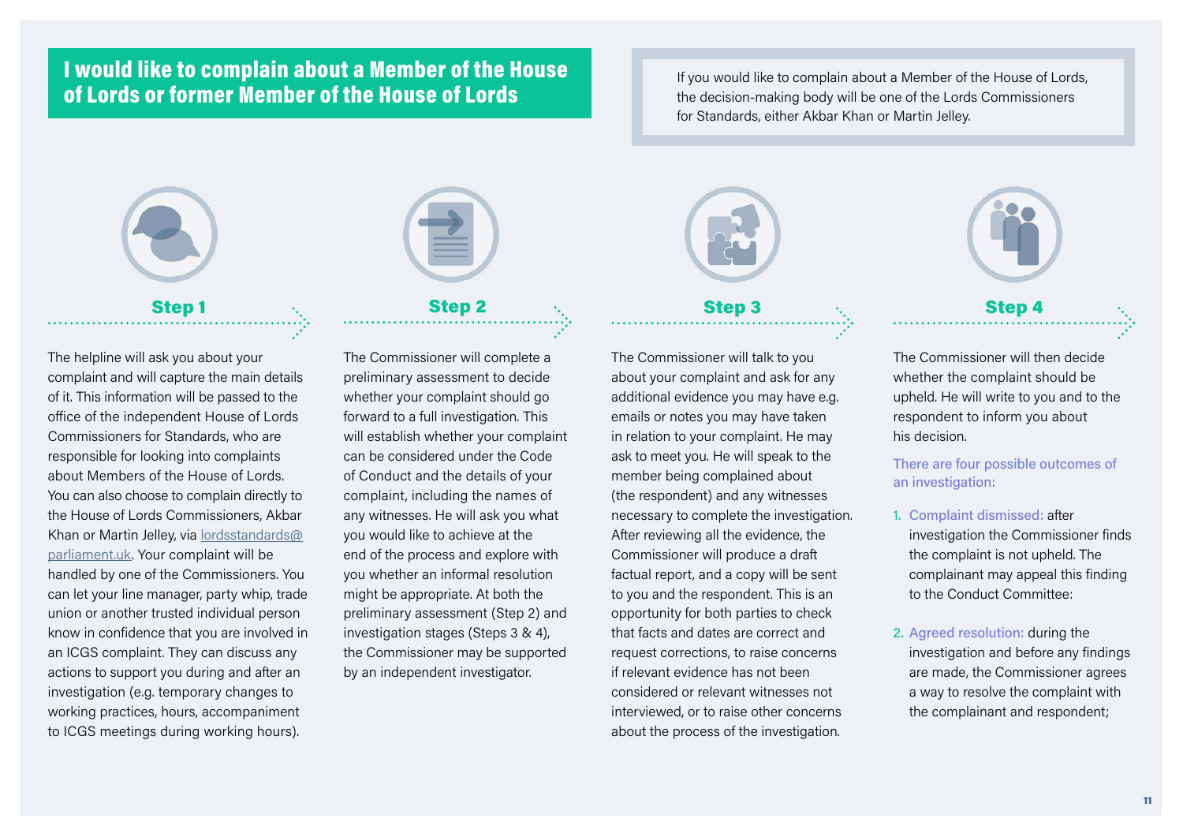## I would like to complain about a Member of the House of Lords or former Member of the House of Lords

If you would like to complain about a Member of the House of Lords, the decision-making body will be one of the Lords Commissioners for Standards, either Akbar Khan or Martin Jelley.

### Step 1

The helpline will ask you about your complaint and will capture the main details of it. This information will be passed to the office of the independent House of Lords Commissioners for Standards, who are responsible for looking into complaints about Members of the House of Lords. You can also choose to complain directly to the House of Lords Commissioners, Akbar Khan or Martin Jelley, via [lordsstandards@parliament.uk](mailto:lordsstandards@parliament.uk). Your complaint will be handled by one of the Commissioners. You can let your line manager, party whip, trade union or another trusted individual person know in confidence that you are involved in an ICGS complaint. They can discuss any actions to support you during and after an investigation (e.g. temporary changes to working practices, hours, accompaniment to ICGS meetings during working hours).

### Step 2

The Commissioner will complete a preliminary assessment to decide whether your complaint should go forward to a full investigation. This will establish whether your complaint can be considered under the Code of Conduct and the details of your complaint, including the names of any witnesses. He will ask you what you would like to achieve at the end of the process and explore with you whether an informal resolution might be appropriate. At both the preliminary assessment (Step 2) and investigation stages (Steps 3 & 4), the Commissioner may be supported by an independent investigator.

### Step 3

The Commissioner will talk to you about your complaint and ask for any additional evidence you may have e.g. emails or notes you may have taken in relation to your complaint. He may ask to meet you. He will speak to the member being complained about (the respondent) and any witnesses necessary to complete the investigation. After reviewing all the evidence, the Commissioner will produce a draft factual report, and a copy will be sent to you and the respondent. This is an opportunity for both parties to check that facts and dates are correct and request corrections, to raise concerns if relevant evidence has not been considered or relevant witnesses not interviewed, or to raise other concerns about the process of the investigation.

### Step 4

The Commissioner will then decide whether the complaint should be upheld. He will write to you and to the respondent to inform you about his decision.

There are four possible outcomes of an investigation:

1. Complaint dismissed: after investigation the Commissioner finds the complaint is not upheld. The complainant may appeal this finding to the Conduct Committee:
2. Agreed resolution: during the investigation and before any findings are made, the Commissioner agrees a way to resolve the complaint with the complainant and respondent;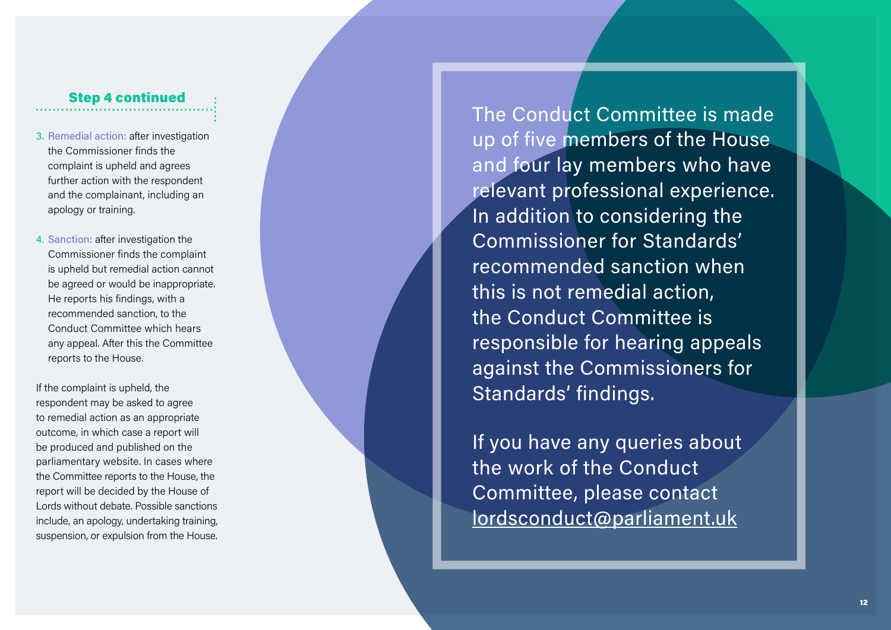### Step 4 continued

3. **Remedial action:** after investigation the Commissioner finds the complaint is upheld and agrees further action with the respondent and the complainant, including an apology or training.

4. **Sanction:** after investigation the Commissioner finds the complaint is upheld but remedial action cannot be agreed or would be inappropriate. He reports his findings, with a recommended sanction, to the Conduct Committee which hears any appeal. After this the Committee reports to the House.

If the complaint is upheld, the respondent may be asked to agree to remedial action as an appropriate outcome, in which case a report will be produced and published on the parliamentary website. In cases where the Committee reports to the House, the report will be decided by the House of Lords without debate. Possible sanctions include, an apology, undertaking training, suspension, or expulsion from the House.

The Conduct Committee is made up of five members of the House and four lay members who have relevant professional experience. In addition to considering the Commissioner for Standards' recommended sanction when this is not remedial action, the Conduct Committee is responsible for hearing appeals against the Commissioners for Standards' findings.

If you have any queries about the work of the Conduct Committee, please contact lordsconduct@parliament.uk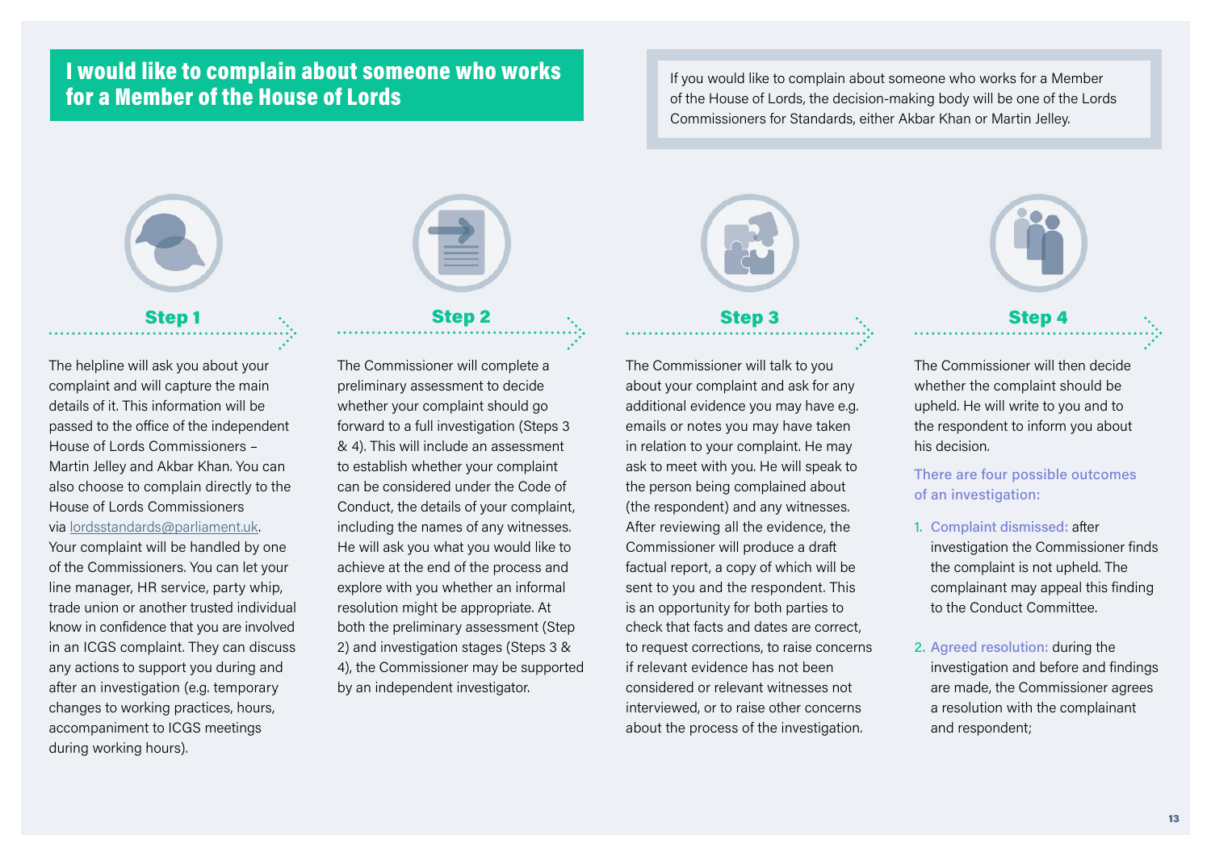# I would like to complain about someone who works for a Member of the House of Lords

If you would like to complain about someone who works for a Member of the House of Lords, the decision-making body will be one of the Lords Commissioners for Standards, either Akbar Khan or Martin Jelley.

## Step 1

The helpline will ask you about your complaint and will capture the main details of it. This information will be passed to the office of the independent House of Lords Commissioners – Martin Jelley and Akbar Khan. You can also choose to complain directly to the House of Lords Commissioners via lordsstandards@parliament.uk. Your complaint will be handled by one of the Commissioners. You can let your line manager, HR service, party whip, trade union or another trusted individual know in confidence that you are involved in an ICGS complaint. They can discuss any actions to support you during and after an investigation (e.g. temporary changes to working practices, hours, accompaniment to ICGS meetings during working hours).

## Step 2

The Commissioner will complete a preliminary assessment to decide whether your complaint should go forward to a full investigation (Steps 3 & 4). This will include an assessment to establish whether your complaint can be considered under the Code of Conduct, the details of your complaint, including the names of any witnesses. He will ask you what you would like to achieve at the end of the process and explore with you whether an informal resolution might be appropriate. At both the preliminary assessment (Step 2) and investigation stages (Steps 3 & 4), the Commissioner may be supported by an independent investigator.

## Step 3

The Commissioner will talk to you about your complaint and ask for any additional evidence you may have e.g. emails or notes you may have taken in relation to your complaint. He may ask to meet with you. He will speak to the person being complained about (the respondent) and any witnesses. After reviewing all the evidence, the Commissioner will produce a draft factual report, a copy of which will be sent to you and the respondent. This is an opportunity for both parties to check that facts and dates are correct, to request corrections, to raise concerns if relevant evidence has not been considered or relevant witnesses not interviewed, or to raise other concerns about the process of the investigation.

## Step 4

The Commissioner will then decide whether the complaint should be upheld. He will write to you and to the respondent to inform you about his decision.

There are four possible outcomes of an investigation:

1. Complaint dismissed: after investigation the Commissioner finds the complaint is not upheld. The complainant may appeal this finding to the Conduct Committee.
2. Agreed resolution: during the investigation and before and findings are made, the Commissioner agrees a resolution with the complainant and respondent;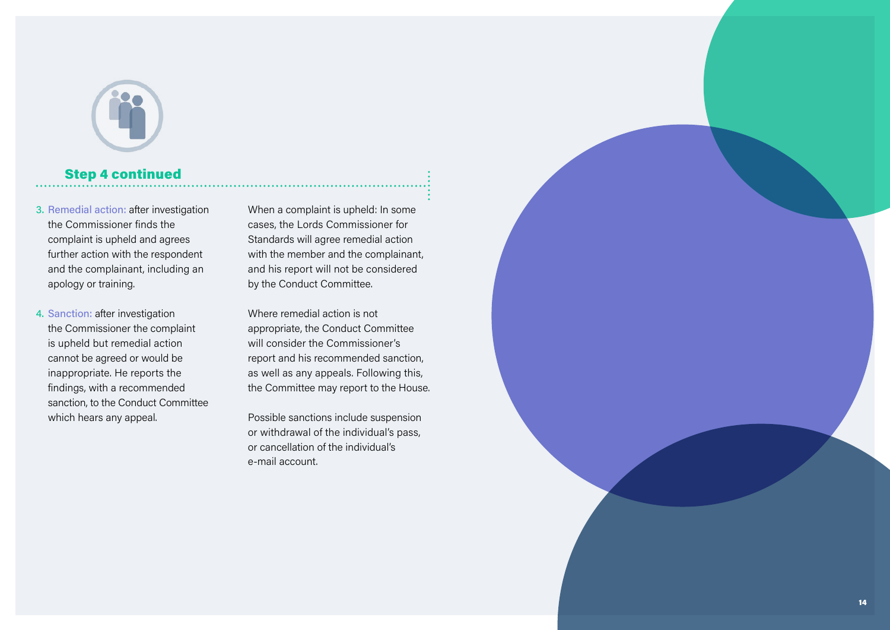## Step 4 continued

3. Remedial action: after investigation the Commissioner finds the complaint is upheld and agrees further action with the respondent and the complainant, including an apology or training.

4. Sanction: after investigation the Commissioner the complaint is upheld but remedial action cannot be agreed or would be inappropriate. He reports the findings, with a recommended sanction, to the Conduct Committee which hears any appeal.

When a complaint is upheld: In some cases, the Lords Commissioner for Standards will agree remedial action with the member and the complainant, and his report will not be considered by the Conduct Committee.

Where remedial action is not appropriate, the Conduct Committee will consider the Commissioner's report and his recommended sanction, as well as any appeals. Following this, the Committee may report to the House.

Possible sanctions include suspension or withdrawal of the individual's pass, or cancellation of the individual's e-mail account.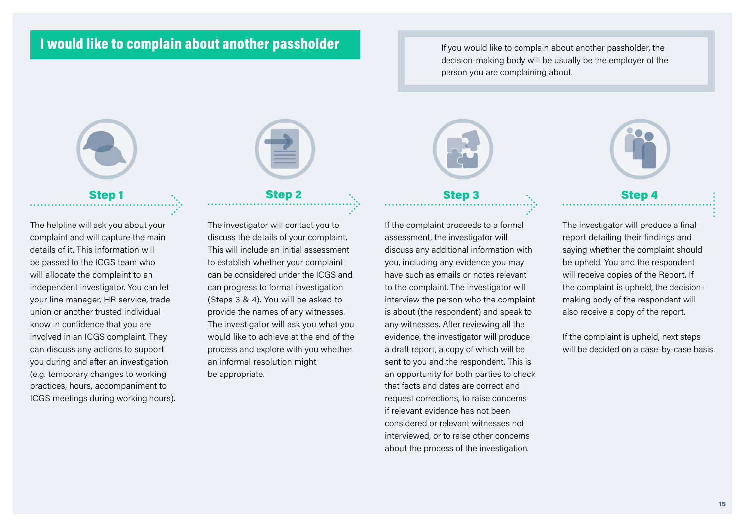# I would like to complain about another passholder

If you would like to complain about another passholder, the decision-making body will be usually be the employer of the person you are complaining about.

## Step 1

The helpline will ask you about your complaint and will capture the main details of it. This information will be passed to the ICGS team who will allocate the complaint to an independent investigator. You can let your line manager, HR service, trade union or another trusted individual know in confidence that you are involved in an ICGS complaint. They can discuss any actions to support you during and after an investigation (e.g. temporary changes to working practices, hours, accompaniment to ICGS meetings during working hours).

## Step 2

The investigator will contact you to discuss the details of your complaint. This will include an initial assessment to establish whether your complaint can be considered under the ICGS and can progress to formal investigation (Steps 3 & 4). You will be asked to provide the names of any witnesses. The investigator will ask you what you would like to achieve at the end of the process and explore with you whether an informal resolution might be appropriate.

## Step 3

If the complaint proceeds to a formal assessment, the investigator will discuss any additional information with you, including any evidence you may have such as emails or notes relevant to the complaint. The investigator will interview the person who the complaint is about (the respondent) and speak to any witnesses. After reviewing all the evidence, the investigator will produce a draft report, a copy of which will be sent to you and the respondent. This is an opportunity for both parties to check that facts and dates are correct and request corrections, to raise concerns if relevant evidence has not been considered or relevant witnesses not interviewed, or to raise other concerns about the process of the investigation.

## Step 4

The investigator will produce a final report detailing their findings and saying whether the complaint should be upheld. You and the respondent will receive copies of the Report. If the complaint is upheld, the decision-making body of the respondent will also receive a copy of the report.

If the complaint is upheld, next steps will be decided on a case-by-case basis.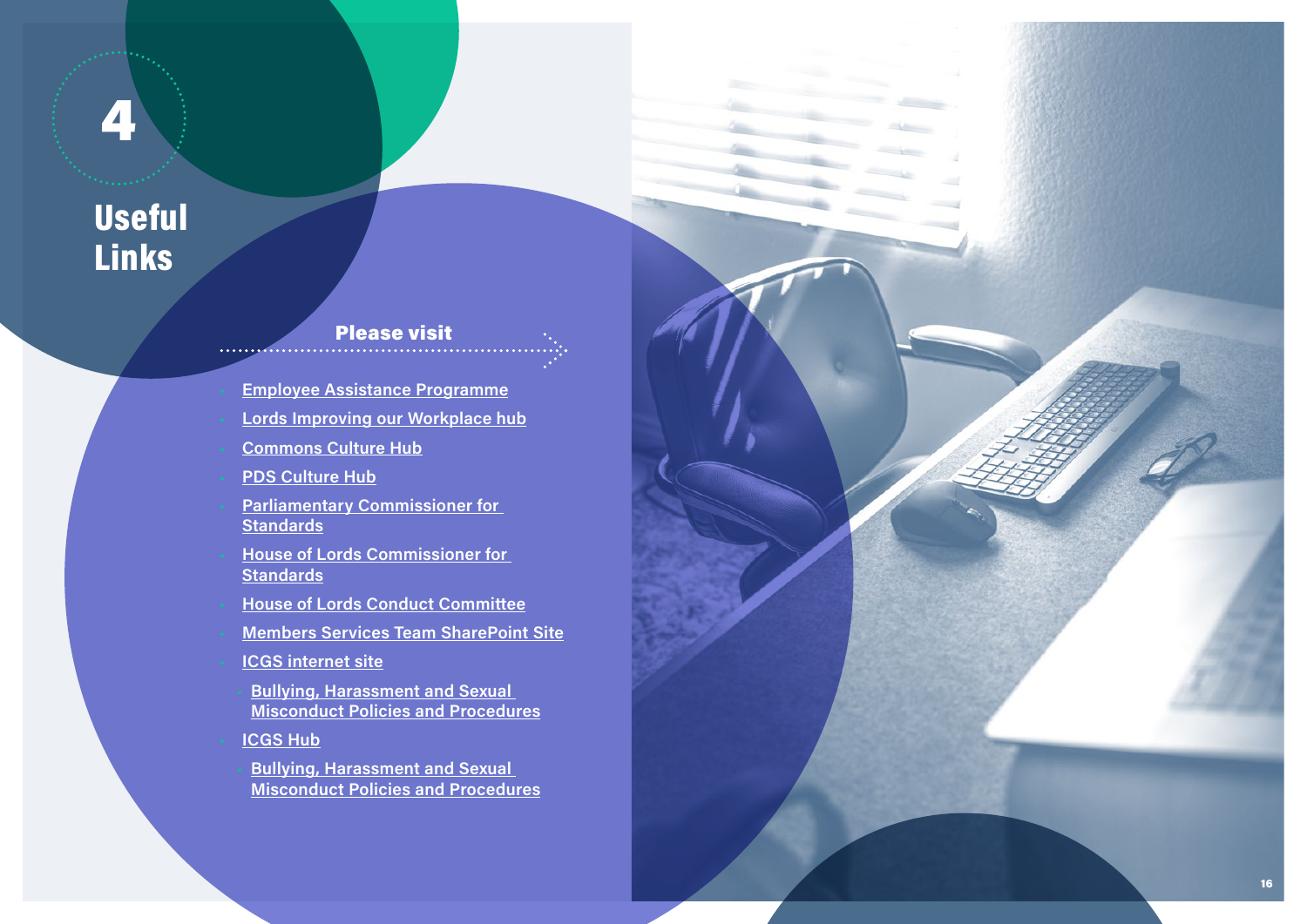# 4 Useful Links

**Please visit**

- Employee Assistance Programme
- Lords Improving our Workplace hub
- Commons Culture Hub
- PDS Culture Hub
- Parliamentary Commissioner for Standards
- House of Lords Commissioner for Standards
- House of Lords Conduct Committee
- Members Services Team SharePoint Site
- ICGS internet site
  - Bullying, Harassment and Sexual Misconduct Policies and Procedures
- ICGS Hub
  - Bullying, Harassment and Sexual Misconduct Policies and Procedures